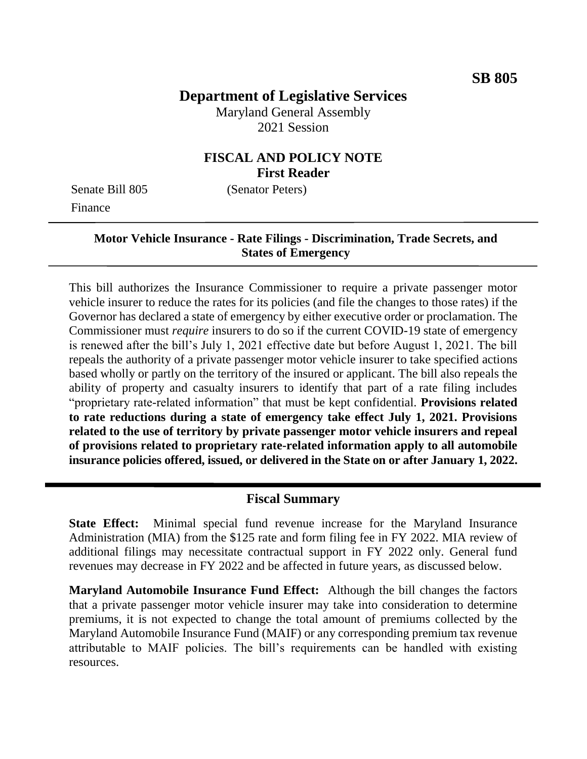**SB 805**

# Department of Legislative Services

Maryland General Assembly
2021 Session

## FISCAL AND POLICY NOTE
**First Reader**

Senate Bill 805 (Senator Peters)
Finance

---

**Motor Vehicle Insurance - Rate Filings - Discrimination, Trade Secrets, and States of Emergency**

---

This bill authorizes the Insurance Commissioner to require a private passenger motor vehicle insurer to reduce the rates for its policies (and file the changes to those rates) if the Governor has declared a state of emergency by either executive order or proclamation. The Commissioner must *require* insurers to do so if the current COVID-19 state of emergency is renewed after the bill's July 1, 2021 effective date but before August 1, 2021. The bill repeals the authority of a private passenger motor vehicle insurer to take specified actions based wholly or partly on the territory of the insured or applicant. The bill also repeals the ability of property and casualty insurers to identify that part of a rate filing includes "proprietary rate-related information" that must be kept confidential. **Provisions related to rate reductions during a state of emergency take effect July 1, 2021. Provisions related to the use of territory by private passenger motor vehicle insurers and repeal of provisions related to proprietary rate-related information apply to all automobile insurance policies offered, issued, or delivered in the State on or after January 1, 2022.**

---

## Fiscal Summary

**State Effect:** Minimal special fund revenue increase for the Maryland Insurance Administration (MIA) from the $125 rate and form filing fee in FY 2022. MIA review of additional filings may necessitate contractual support in FY 2022 only. General fund revenues may decrease in FY 2022 and be affected in future years, as discussed below.

**Maryland Automobile Insurance Fund Effect:** Although the bill changes the factors that a private passenger motor vehicle insurer may take into consideration to determine premiums, it is not expected to change the total amount of premiums collected by the Maryland Automobile Insurance Fund (MAIF) or any corresponding premium tax revenue attributable to MAIF policies. The bill's requirements can be handled with existing resources.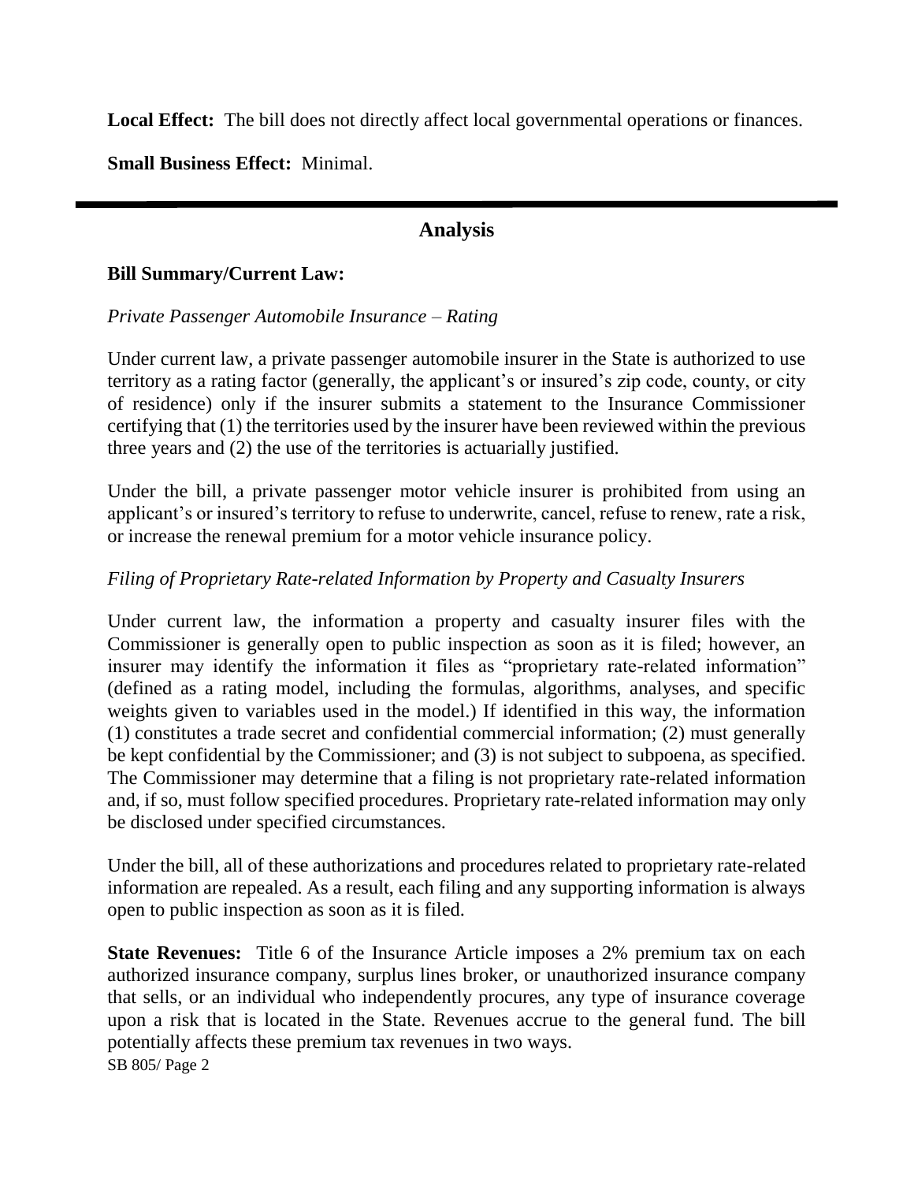**Local Effect:** The bill does not directly affect local governmental operations or finances.

**Small Business Effect:** Minimal.

---

## Analysis

**Bill Summary/Current Law:**

*Private Passenger Automobile Insurance – Rating*

Under current law, a private passenger automobile insurer in the State is authorized to use territory as a rating factor (generally, the applicant's or insured's zip code, county, or city of residence) only if the insurer submits a statement to the Insurance Commissioner certifying that (1) the territories used by the insurer have been reviewed within the previous three years and (2) the use of the territories is actuarially justified.

Under the bill, a private passenger motor vehicle insurer is prohibited from using an applicant's or insured's territory to refuse to underwrite, cancel, refuse to renew, rate a risk, or increase the renewal premium for a motor vehicle insurance policy.

*Filing of Proprietary Rate-related Information by Property and Casualty Insurers*

Under current law, the information a property and casualty insurer files with the Commissioner is generally open to public inspection as soon as it is filed; however, an insurer may identify the information it files as "proprietary rate-related information" (defined as a rating model, including the formulas, algorithms, analyses, and specific weights given to variables used in the model.) If identified in this way, the information (1) constitutes a trade secret and confidential commercial information; (2) must generally be kept confidential by the Commissioner; and (3) is not subject to subpoena, as specified. The Commissioner may determine that a filing is not proprietary rate-related information and, if so, must follow specified procedures. Proprietary rate-related information may only be disclosed under specified circumstances.

Under the bill, all of these authorizations and procedures related to proprietary rate-related information are repealed. As a result, each filing and any supporting information is always open to public inspection as soon as it is filed.

**State Revenues:** Title 6 of the Insurance Article imposes a 2% premium tax on each authorized insurance company, surplus lines broker, or unauthorized insurance company that sells, or an individual who independently procures, any type of insurance coverage upon a risk that is located in the State. Revenues accrue to the general fund. The bill potentially affects these premium tax revenues in two ways.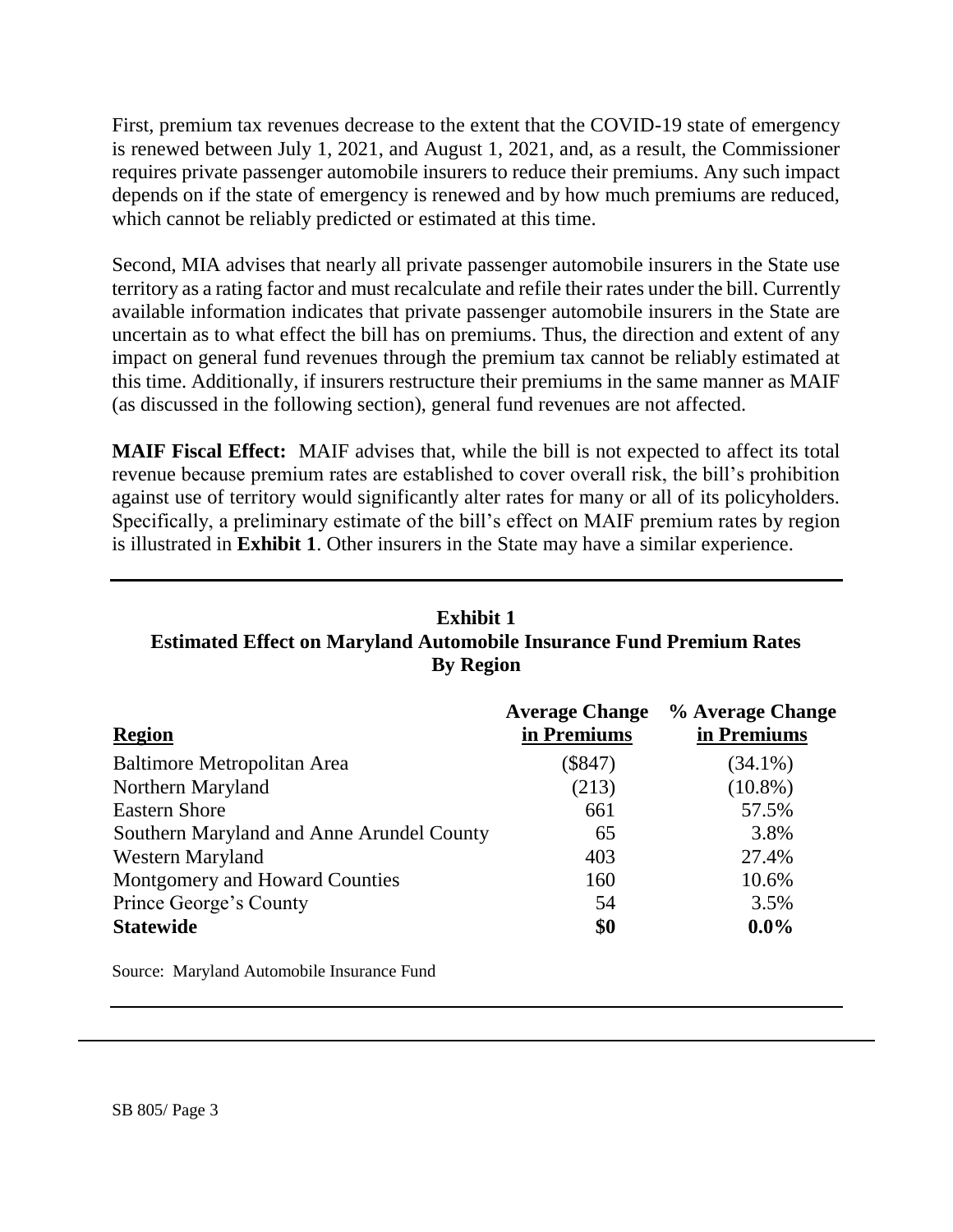First, premium tax revenues decrease to the extent that the COVID-19 state of emergency is renewed between July 1, 2021, and August 1, 2021, and, as a result, the Commissioner requires private passenger automobile insurers to reduce their premiums. Any such impact depends on if the state of emergency is renewed and by how much premiums are reduced, which cannot be reliably predicted or estimated at this time.

Second, MIA advises that nearly all private passenger automobile insurers in the State use territory as a rating factor and must recalculate and refile their rates under the bill. Currently available information indicates that private passenger automobile insurers in the State are uncertain as to what effect the bill has on premiums. Thus, the direction and extent of any impact on general fund revenues through the premium tax cannot be reliably estimated at this time. Additionally, if insurers restructure their premiums in the same manner as MAIF (as discussed in the following section), general fund revenues are not affected.

**MAIF Fiscal Effect:** MAIF advises that, while the bill is not expected to affect its total revenue because premium rates are established to cover overall risk, the bill's prohibition against use of territory would significantly alter rates for many or all of its policyholders. Specifically, a preliminary estimate of the bill's effect on MAIF premium rates by region is illustrated in **Exhibit 1**. Other insurers in the State may have a similar experience.

**Exhibit 1**
**Estimated Effect on Maryland Automobile Insurance Fund Premium Rates By Region**

| Region | Average Change in Premiums | % Average Change in Premiums |
|---|---|---|
| Baltimore Metropolitan Area | ($847) | (34.1%) |
| Northern Maryland | (213) | (10.8%) |
| Eastern Shore | 661 | 57.5% |
| Southern Maryland and Anne Arundel County | 65 | 3.8% |
| Western Maryland | 403 | 27.4% |
| Montgomery and Howard Counties | 160 | 10.6% |
| Prince George's County | 54 | 3.5% |
| **Statewide** | **$0** | **0.0%** |

Source: Maryland Automobile Insurance Fund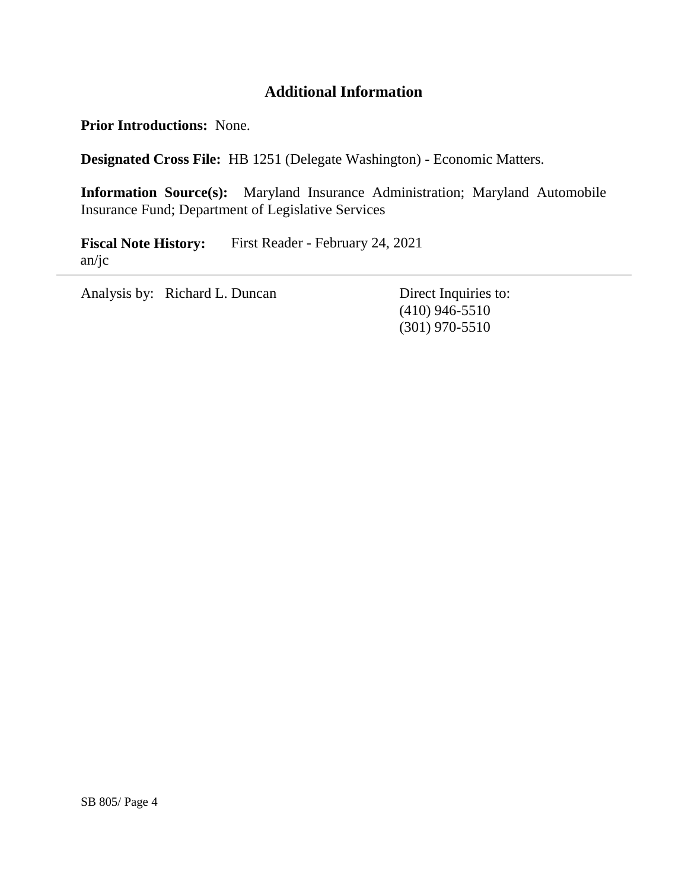## Additional Information

**Prior Introductions:** None.

**Designated Cross File:** HB 1251 (Delegate Washington) - Economic Matters.

**Information Source(s):** Maryland Insurance Administration; Maryland Automobile Insurance Fund; Department of Legislative Services

**Fiscal Note History:** First Reader - February 24, 2021
an/jc

---

Analysis by: Richard L. Duncan

Direct Inquiries to:
(410) 946-5510
(301) 970-5510